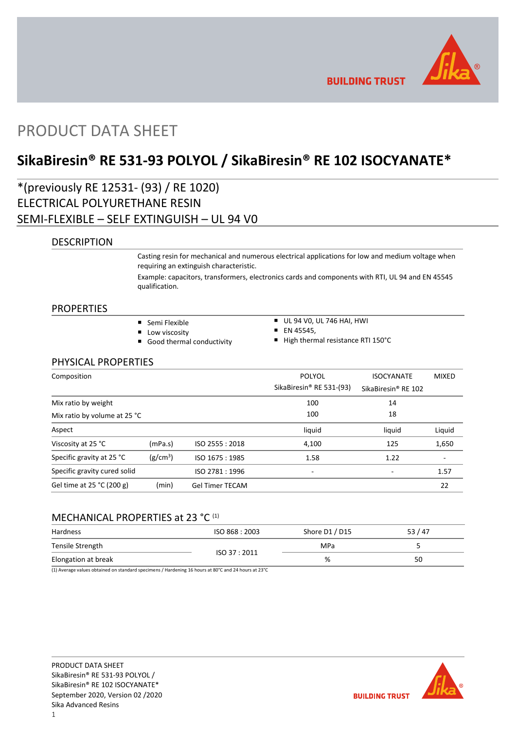# PRODUCT DATA SHEET

## SikaBiresin® RE 531-93 POLYOL / SikaBiresin® RE 102 ISOCYANATE*

*(previously RE 12531- (93) / RE 1020)
ELECTRICAL POLYURETHANE RESIN
SEMI-FLEXIBLE – SELF EXTINGUISH – UL 94 V0

### DESCRIPTION

Casting resin for mechanical and numerous electrical applications for low and medium voltage when requiring an extinguish characteristic.

Example: capacitors, transformers, electronics cards and components with RTI, UL 94 and EN 45545 qualification.

### PROPERTIES

- Semi Flexible
- Low viscosity
- Good thermal conductivity
- UL 94 V0, UL 746 HAI, HWI
- EN 45545,
- High thermal resistance RTI 150°C

### PHYSICAL PROPERTIES

| Composition | | | POLYOL SikaBiresin® RE 531-(93) | ISOCYANATE SikaBiresin® RE 102 | MIXED |
|---|---|---|---|---|---|
| Mix ratio by weight | | | 100 | 14 | |
| Mix ratio by volume at 25 °C | | | 100 | 18 | |
| Aspect | | | liquid | liquid | Liquid |
| Viscosity at 25 °C | (mPa.s) | ISO 2555 : 2018 | 4,100 | 125 | 1,650 |
| Specific gravity at 25 °C | (g/cm$^3$) | ISO 1675 : 1985 | 1.58 | 1.22 | - |
| Specific gravity cured solid | | ISO 2781 : 1996 | - | - | 1.57 |
| Gel time at 25 °C (200 g) | (min) | Gel Timer TECAM | | | 22 |

### MECHANICAL PROPERTIES at 23 °C (1)

| | | | |
|---|---|---|---|
| Hardness | ISO 868 : 2003 | Shore D1 / D15 | 53 / 47 |
| Tensile Strength | ISO 37 : 2011 | MPa | 5 |
| Elongation at break | | % | 50 |

(1) Average values obtained on standard specimens / Hardening 16 hours at 80°C and 24 hours at 23°C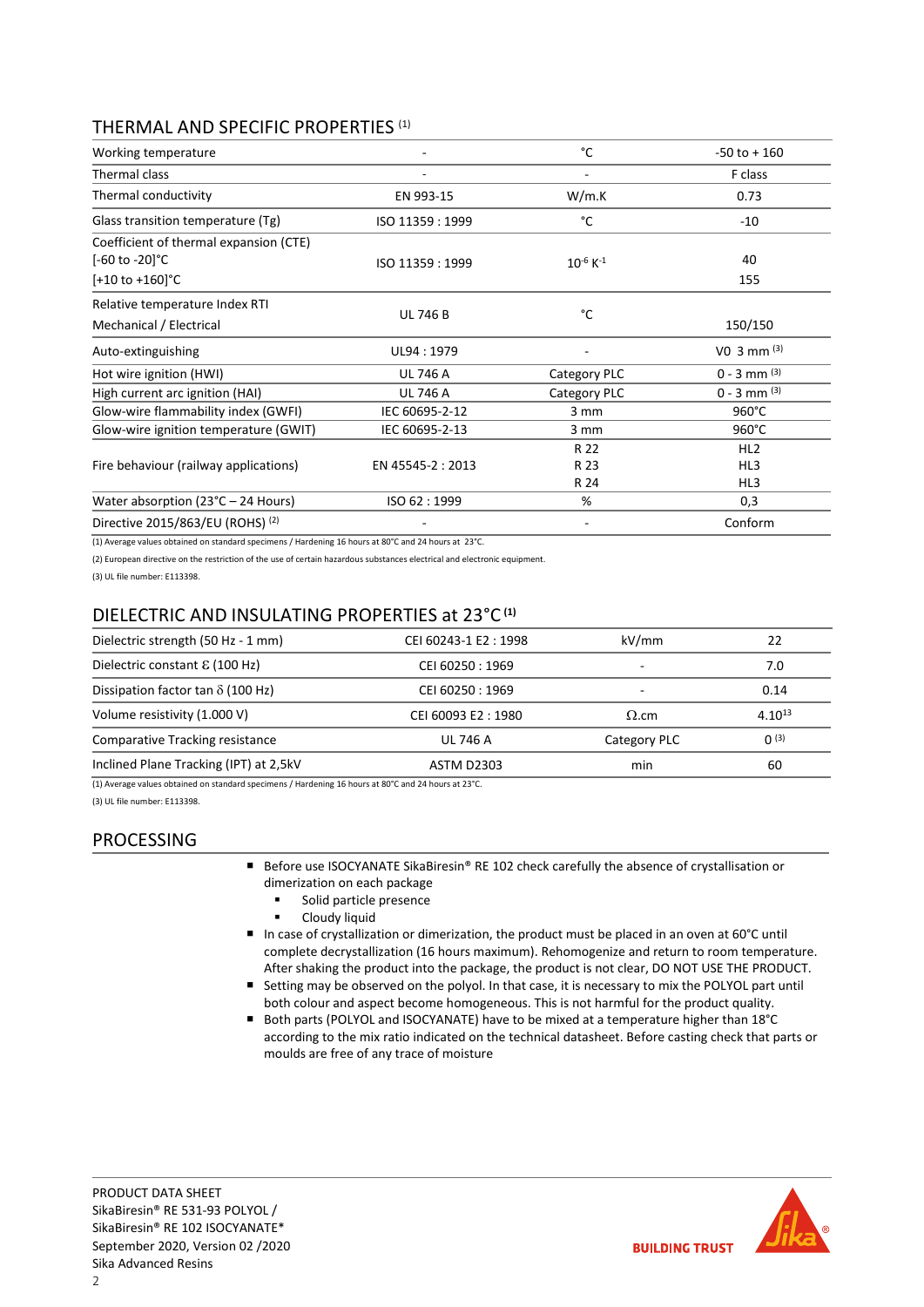## THERMAL AND SPECIFIC PROPERTIES [1]

| | | | |
|---|---|---|---|
| Working temperature | - | °C | -50 to + 160 |
| Thermal class | - | - | F class |
| Thermal conductivity | EN 993-15 | W/m.K | 0.73 |
| Glass transition temperature (Tg) | ISO 11359 : 1999 | °C | -10 |
| Coefficient of thermal expansion (CTE)<br>[-60 to -20]°C<br>[+10 to +160]°C | ISO 11359 : 1999 | $10^{-6}$ $K^{-1}$ | <br>40<br>155 |
| Relative temperature Index RTI<br>Mechanical / Electrical | UL 746 B | °C | 150/150 |
| Auto-extinguishing | UL94 : 1979 | - | V0 3 mm [3] |
| Hot wire ignition (HWI) | UL 746 A | Category PLC | 0 - 3 mm [3] |
| High current arc ignition (HAI) | UL 746 A | Category PLC | 0 - 3 mm [3] |
| Glow-wire flammability index (GWFI) | IEC 60695-2-12 | 3 mm | 960°C |
| Glow-wire ignition temperature (GWIT) | IEC 60695-2-13 | 3 mm | 960°C |
| Fire behaviour (railway applications) | EN 45545-2 : 2013 | R 22<br>R 23<br>R 24 | HL2<br>HL3<br>HL3 |
| Water absorption (23°C – 24 Hours) | ISO 62 : 1999 | % | 0,3 |
| Directive 2015/863/EU (ROHS) [2] | - | - | Conform |

(1) Average values obtained on standard specimens / Hardening 16 hours at 80°C and 24 hours at 23°C.

(2) European directive on the restriction of the use of certain hazardous substances electrical and electronic equipment.

(3) UL file number: E113398.

## DIELECTRIC AND INSULATING PROPERTIES at 23°C [1]

| | | | |
|---|---|---|---|
| Dielectric strength (50 Hz - 1 mm) | CEI 60243-1 E2 : 1998 | kV/mm | 22 |
| Dielectric constant $\varepsilon$ (100 Hz) | CEI 60250 : 1969 | - | 7.0 |
| Dissipation factor tan $\delta$ (100 Hz) | CEI 60250 : 1969 | - | 0.14 |
| Volume resistivity (1.000 V) | CEI 60093 E2 : 1980 | $\Omega$.cm | $4.10^{13}$ |
| Comparative Tracking resistance | UL 746 A | Category PLC | 0 [3] |
| Inclined Plane Tracking (IPT) at 2,5kV | ASTM D2303 | min | 60 |

(1) Average values obtained on standard specimens / Hardening 16 hours at 80°C and 24 hours at 23°C.

(3) UL file number: E113398.

## PROCESSING

- Before use ISOCYANATE SikaBiresin® RE 102 check carefully the absence of crystallisation or dimerization on each package
  - Solid particle presence
  - Cloudy liquid
- In case of crystallization or dimerization, the product must be placed in an oven at 60°C until complete decrystallization (16 hours maximum). Rehomogenize and return to room temperature. After shaking the product into the package, the product is not clear, DO NOT USE THE PRODUCT.
- Setting may be observed on the polyol. In that case, it is necessary to mix the POLYOL part until both colour and aspect become homogeneous. This is not harmful for the product quality.
- Both parts (POLYOL and ISOCYANATE) have to be mixed at a temperature higher than 18°C according to the mix ratio indicated on the technical datasheet. Before casting check that parts or moulds are free of any trace of moisture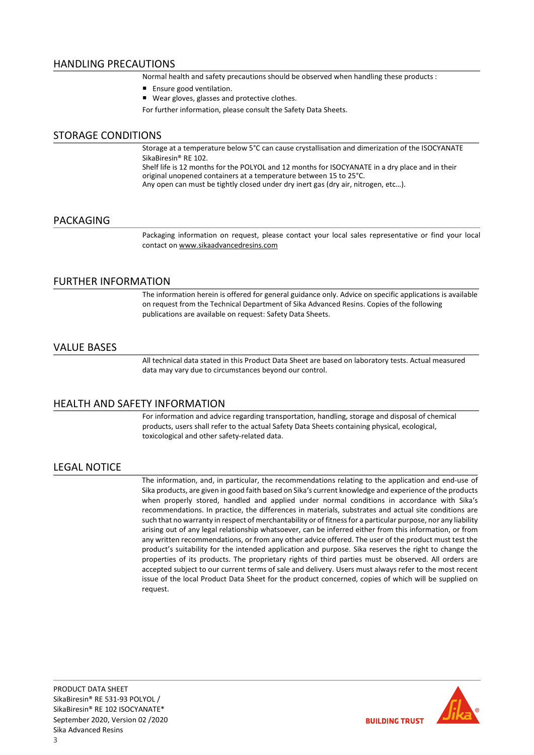## HANDLING PRECAUTIONS

Normal health and safety precautions should be observed when handling these products :

- Ensure good ventilation.
- Wear gloves, glasses and protective clothes.

For further information, please consult the Safety Data Sheets.

## STORAGE CONDITIONS

Storage at a temperature below 5°C can cause crystallisation and dimerization of the ISOCYANATE SikaBiresin® RE 102.
Shelf life is 12 months for the POLYOL and 12 months for ISOCYANATE in a dry place and in their original unopened containers at a temperature between 15 to 25°C.
Any open can must be tightly closed under dry inert gas (dry air, nitrogen, etc…).

## PACKAGING

Packaging information on request, please contact your local sales representative or find your local contact on www.sikaadvancedresins.com

## FURTHER INFORMATION

The information herein is offered for general guidance only. Advice on specific applications is available on request from the Technical Department of Sika Advanced Resins. Copies of the following publications are available on request: Safety Data Sheets.

## VALUE BASES

All technical data stated in this Product Data Sheet are based on laboratory tests. Actual measured data may vary due to circumstances beyond our control.

## HEALTH AND SAFETY INFORMATION

For information and advice regarding transportation, handling, storage and disposal of chemical products, users shall refer to the actual Safety Data Sheets containing physical, ecological, toxicological and other safety-related data.

## LEGAL NOTICE

The information, and, in particular, the recommendations relating to the application and end-use of Sika products, are given in good faith based on Sika's current knowledge and experience of the products when properly stored, handled and applied under normal conditions in accordance with Sika's recommendations. In practice, the differences in materials, substrates and actual site conditions are such that no warranty in respect of merchantability or of fitness for a particular purpose, nor any liability arising out of any legal relationship whatsoever, can be inferred either from this information, or from any written recommendations, or from any other advice offered. The user of the product must test the product's suitability for the intended application and purpose. Sika reserves the right to change the properties of its products. The proprietary rights of third parties must be observed. All orders are accepted subject to our current terms of sale and delivery. Users must always refer to the most recent issue of the local Product Data Sheet for the product concerned, copies of which will be supplied on request.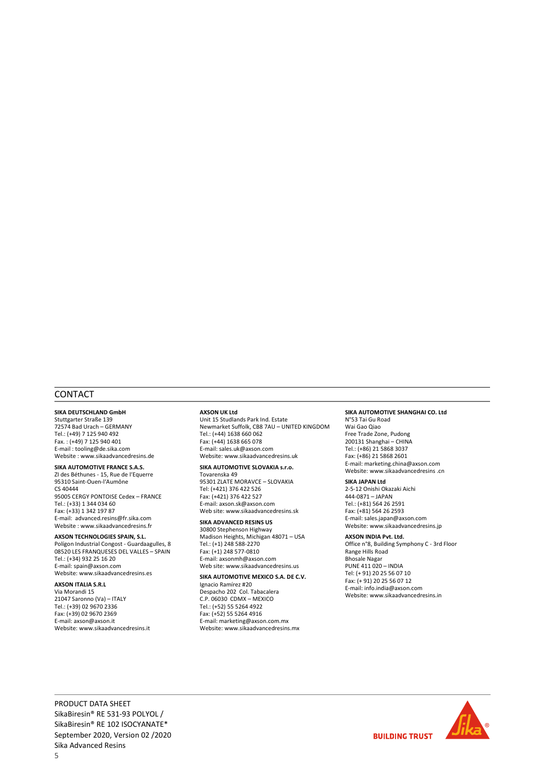## CONTACT

**SIKA DEUTSCHLAND GmbH**
Stuttgarter Straße 139
72574 Bad Urach – GERMANY
Tel.: (+49) 7 125 940 492
Fax. : (+49) 7 125 940 401
E-mail : tooling@de.sika.com
Website : www.sikaadvancedresins.de

**SIKA AUTOMOTIVE FRANCE S.A.S.**
ZI des Béthunes - 15, Rue de l'Equerre
95310 Saint-Ouen-l'Aumône
CS 40444
95005 CERGY PONTOISE Cedex – FRANCE
Tel.: (+33) 1 344 034 60
Fax: (+33) 1 342 197 87
E-mail: advanced.resins@fr.sika.com
Website : www.sikaadvancedresins.fr

**AXSON TECHNOLOGIES SPAIN, S.L.**
Polígon Industrial Congost - Guardaagulles, 8
08520 LES FRANQUESES DEL VALLES – SPAIN
Tel.: (+34) 932 25 16 20
E-mail: spain@axson.com
Website: www.sikaadvancedresins.es

**AXSON ITALIA S.R.L**
Via Morandi 15
21047 Saronno (Va) – ITALY
Tel.: (+39) 02 9670 2336
Fax: (+39) 02 9670 2369
E-mail: axson@axson.it
Website: www.sikaadvancedresins.it

**AXSON UK Ltd**
Unit 15 Studlands Park Ind. Estate
Newmarket Suffolk, CB8 7AU – UNITED KINGDOM
Tel.: (+44) 1638 660 062
Fax: (+44) 1638 665 078
E-mail: sales.uk@axson.com
Website: www.sikaadvancedresins.uk

**SIKA AUTOMOTIVE SLOVAKIA s.r.o.**
Tovarenska 49
95301 ZLATE MORAVCE – SLOVAKIA
Tel: (+421) 376 422 526
Fax: (+421) 376 422 527
E-mail: axson.sk@axson.com
Web site: www.sikaadvancedresins.sk

**SIKA ADVANCED RESINS US**
30800 Stephenson Highway
Madison Heights, Michigan 48071 – USA
Tel.: (+1) 248 588-2270
Fax: (+1) 248 577-0810
E-mail: axsonmh@axson.com
Web site: www.sikaadvancedresins.us

**SIKA AUTOMOTIVE MEXICO S.A. DE C.V.**
Ignacio Ramírez #20
Despacho 202 Col. Tabacalera
C.P. 06030 CDMX – MEXICO
Tel.: (+52) 55 5264 4922
Fax: (+52) 55 5264 4916
E-mail: marketing@axson.com.mx
Website: www.sikaadvancedresins.mx

**SIKA AUTOMOTIVE SHANGHAI CO. Ltd**
N°53 Tai Gu Road
Wai Gao Qiao
Free Trade Zone, Pudong
200131 Shanghai – CHINA
Tel.: (+86) 21 5868 3037
Fax: (+86) 21 5868 2601
E-mail: marketing.china@axson.com
Website: www.sikaadvancedresins .cn

**SIKA JAPAN Ltd**
2-5-12 Onishi Okazaki Aichi
444-0871 – JAPAN
Tel.: (+81) 564 26 2591
Fax: (+81) 564 26 2593
E-mail: sales.japan@axson.com
Website: www.sikaadvancedresins.jp

**AXSON INDIA Pvt. Ltd.**
Office n°8, Building Symphony C - 3rd Floor
Range Hills Road
Bhosale Nagar
PUNE 411 020 – INDIA
Tel: (+ 91) 20 25 56 07 10
Fax: (+ 91) 20 25 56 07 12
E-mail: info.india@axson.com
Website: www.sikaadvancedresins.in